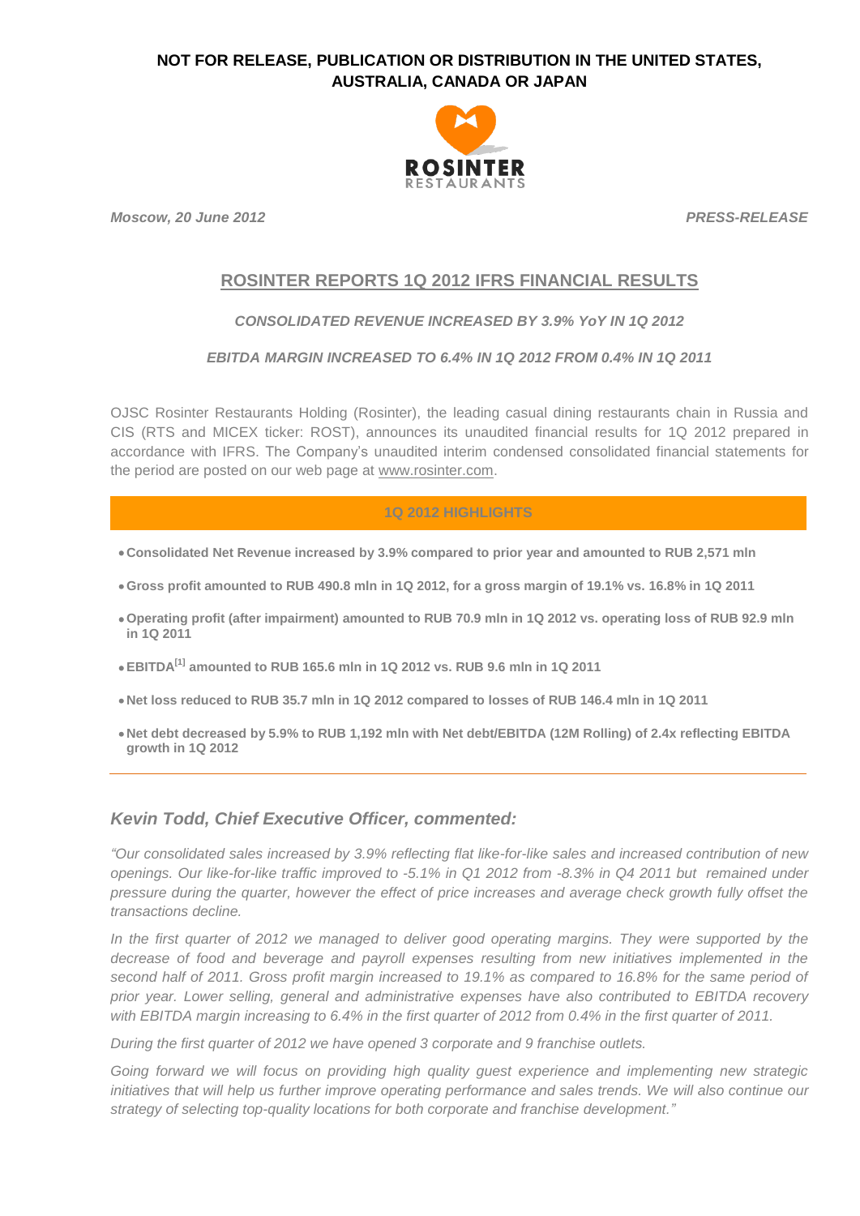**NOT FOR RELEASE, PUBLICATION OR DISTRIBUTION IN THE UNITED STATES, AUSTRALIA, CANADA OR JAPAN**

ROSINTER RESTAURANTS

***Moscow, 20 June 2012*** ***PRESS-RELEASE***

# ROSINTER REPORTS 1Q 2012 IFRS FINANCIAL RESULTS

***CONSOLIDATED REVENUE INCREASED BY 3.9% YoY IN 1Q 2012***

***EBITDA MARGIN INCREASED TO 6.4% IN 1Q 2012 FROM 0.4% IN 1Q 2011***

OJSC Rosinter Restaurants Holding (Rosinter), the leading casual dining restaurants chain in Russia and CIS (RTS and MICEX ticker: ROST), announces its unaudited financial results for 1Q 2012 prepared in accordance with IFRS. The Company's unaudited interim condensed consolidated financial statements for the period are posted on our web page at www.rosinter.com.

## 1Q 2012 HIGHLIGHTS

- **Consolidated Net Revenue increased by 3.9% compared to prior year and amounted to RUB 2,571 mln**
- **Gross profit amounted to RUB 490.8 mln in 1Q 2012, for a gross margin of 19.1% vs. 16.8% in 1Q 2011**
- **Operating profit (after impairment) amounted to RUB 70.9 mln in 1Q 2012 vs. operating loss of RUB 92.9 mln in 1Q 2011**
- **EBITDA[1] amounted to RUB 165.6 mln in 1Q 2012 vs. RUB 9.6 mln in 1Q 2011**
- **Net loss reduced to RUB 35.7 mln in 1Q 2012 compared to losses of RUB 146.4 mln in 1Q 2011**
- **Net debt decreased by 5.9% to RUB 1,192 mln with Net debt/EBITDA (12M Rolling) of 2.4x reflecting EBITDA growth in 1Q 2012**

## *Kevin Todd, Chief Executive Officer, commented:*

*"Our consolidated sales increased by 3.9% reflecting flat like-for-like sales and increased contribution of new openings. Our like-for-like traffic improved to -5.1% in Q1 2012 from -8.3% in Q4 2011 but remained under pressure during the quarter, however the effect of price increases and average check growth fully offset the transactions decline.*

*In the first quarter of 2012 we managed to deliver good operating margins. They were supported by the decrease of food and beverage and payroll expenses resulting from new initiatives implemented in the second half of 2011. Gross profit margin increased to 19.1% as compared to 16.8% for the same period of prior year. Lower selling, general and administrative expenses have also contributed to EBITDA recovery with EBITDA margin increasing to 6.4% in the first quarter of 2012 from 0.4% in the first quarter of 2011.*

*During the first quarter of 2012 we have opened 3 corporate and 9 franchise outlets.*

*Going forward we will focus on providing high quality guest experience and implementing new strategic initiatives that will help us further improve operating performance and sales trends. We will also continue our strategy of selecting top-quality locations for both corporate and franchise development."*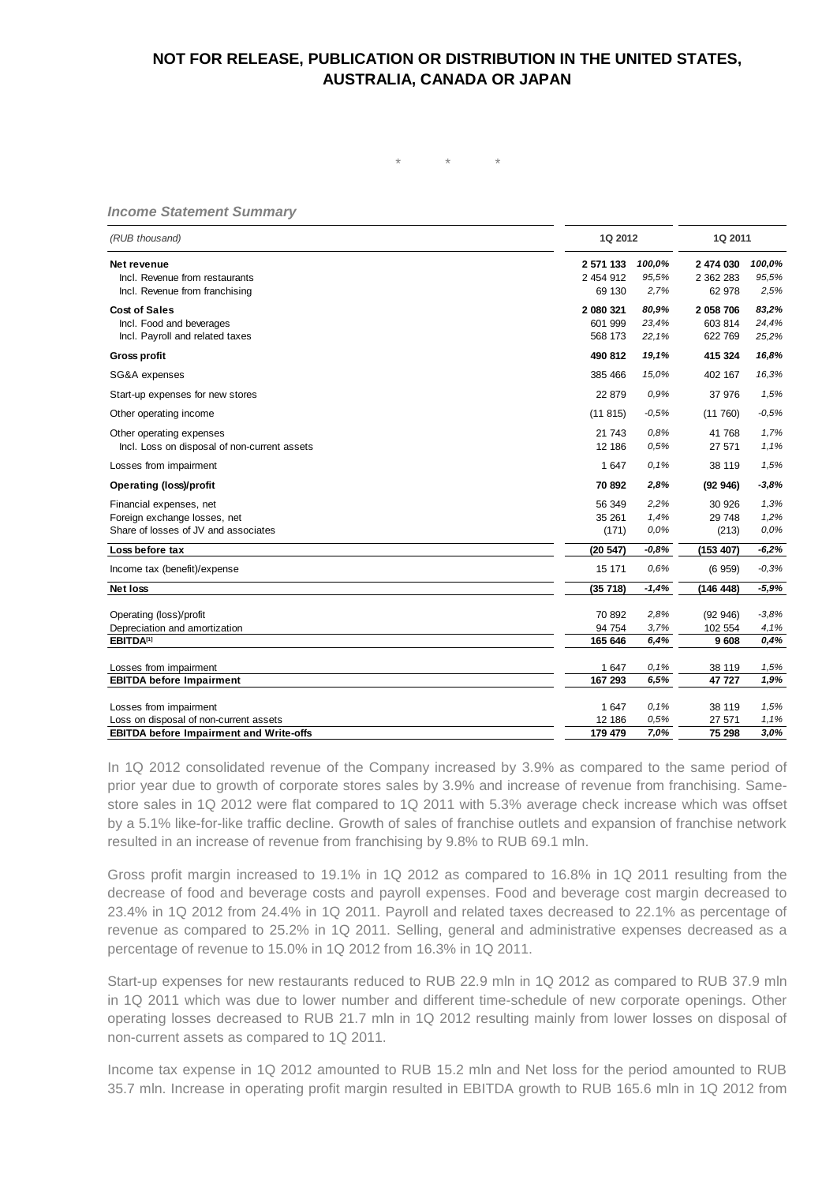**NOT FOR RELEASE, PUBLICATION OR DISTRIBUTION IN THE UNITED STATES, AUSTRALIA, CANADA OR JAPAN**

\* \* \*

***Income Statement Summary***

| *(RUB thousand)* | 1Q 2012 | | 1Q 2011 | |
|---|---|---|---|---|
| **Net revenue** | **2 571 133** | *100,0%* | **2 474 030** | *100,0%* |
| Incl. Revenue from restaurants | 2 454 912 | *95,5%* | 2 362 283 | *95,5%* |
| Incl. Revenue from franchising | 69 130 | *2,7%* | 62 978 | *2,5%* |
| **Cost of Sales** | **2 080 321** | *80,9%* | **2 058 706** | *83,2%* |
| Incl. Food and beverages | 601 999 | *23,4%* | 603 814 | *24,4%* |
| Incl. Payroll and related taxes | 568 173 | *22,1%* | 622 769 | *25,2%* |
| **Gross profit** | **490 812** | ***19,1%*** | **415 324** | ***16,8%*** |
| SG&A expenses | 385 466 | *15,0%* | 402 167 | *16,3%* |
| Start-up expenses for new stores | 22 879 | *0,9%* | 37 976 | *1,5%* |
| Other operating income | (11 815) | *-0,5%* | (11 760) | *-0,5%* |
| Other operating expenses | 21 743 | *0,8%* | 41 768 | *1,7%* |
| Incl. Loss on disposal of non-current assets | 12 186 | *0,5%* | 27 571 | *1,1%* |
| Losses from impairment | 1 647 | *0,1%* | 38 119 | *1,5%* |
| **Operating (loss)/profit** | **70 892** | ***2,8%*** | **(92 946)** | ***-3,8%*** |
| Financial expenses, net | 56 349 | *2,2%* | 30 926 | *1,3%* |
| Foreign exchange losses, net | 35 261 | *1,4%* | 29 748 | *1,2%* |
| Share of losses of JV and associates | (171) | *0,0%* | (213) | *0,0%* |
| **Loss before tax** | **(20 547)** | ***-0,8%*** | **(153 407)** | ***-6,2%*** |
| Income tax (benefit)/expense | 15 171 | *0,6%* | (6 959) | *-0,3%* |
| **Net loss** | **(35 718)** | ***-1,4%*** | **(146 448)** | ***-5,9%*** |
| Operating (loss)/profit | 70 892 | *2,8%* | (92 946) | *-3,8%* |
| Depreciation and amortization | 94 754 | *3,7%* | 102 554 | *4,1%* |
| **EBITDA[1]** | **165 646** | ***6,4%*** | **9 608** | ***0,4%*** |
| Losses from impairment | 1 647 | *0,1%* | 38 119 | *1,5%* |
| **EBITDA before Impairment** | **167 293** | ***6,5%*** | **47 727** | ***1,9%*** |
| Losses from impairment | 1 647 | *0,1%* | 38 119 | *1,5%* |
| Loss on disposal of non-current assets | 12 186 | *0,5%* | 27 571 | *1,1%* |
| **EBITDA before Impairment and Write-offs** | **179 479** | ***7,0%*** | **75 298** | ***3,0%*** |

In 1Q 2012 consolidated revenue of the Company increased by 3.9% as compared to the same period of prior year due to growth of corporate stores sales by 3.9% and increase of revenue from franchising. Same-store sales in 1Q 2012 were flat compared to 1Q 2011 with 5.3% average check increase which was offset by a 5.1% like-for-like traffic decline. Growth of sales of franchise outlets and expansion of franchise network resulted in an increase of revenue from franchising by 9.8% to RUB 69.1 mln.

Gross profit margin increased to 19.1% in 1Q 2012 as compared to 16.8% in 1Q 2011 resulting from the decrease of food and beverage costs and payroll expenses. Food and beverage cost margin decreased to 23.4% in 1Q 2012 from 24.4% in 1Q 2011. Payroll and related taxes decreased to 22.1% as percentage of revenue as compared to 25.2% in 1Q 2011. Selling, general and administrative expenses decreased as a percentage of revenue to 15.0% in 1Q 2012 from 16.3% in 1Q 2011.

Start-up expenses for new restaurants reduced to RUB 22.9 mln in 1Q 2012 as compared to RUB 37.9 mln in 1Q 2011 which was due to lower number and different time-schedule of new corporate openings. Other operating losses decreased to RUB 21.7 mln in 1Q 2012 resulting mainly from lower losses on disposal of non-current assets as compared to 1Q 2011.

Income tax expense in 1Q 2012 amounted to RUB 15.2 mln and Net loss for the period amounted to RUB 35.7 mln. Increase in operating profit margin resulted in EBITDA growth to RUB 165.6 mln in 1Q 2012 from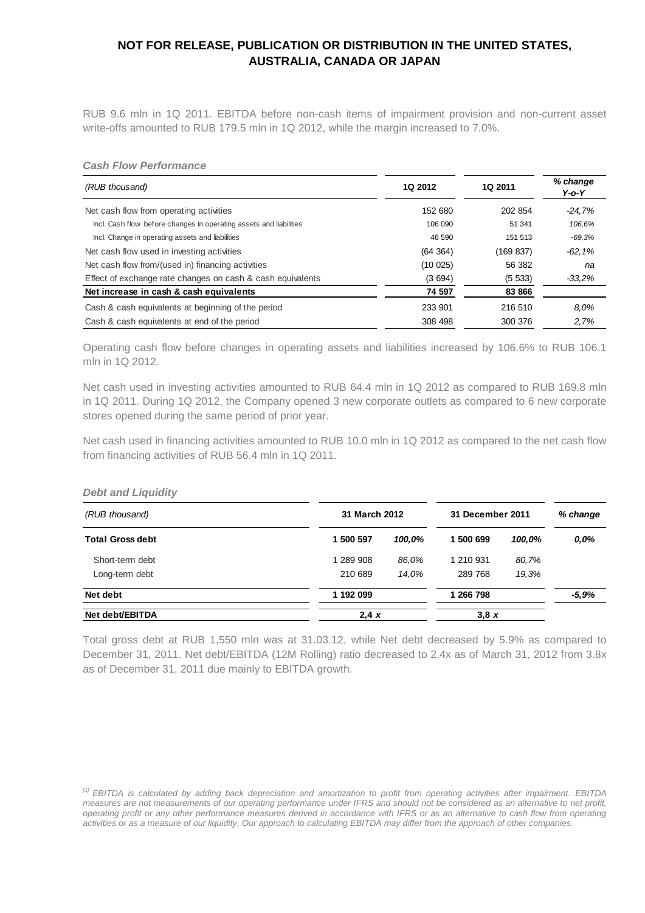**NOT FOR RELEASE, PUBLICATION OR DISTRIBUTION IN THE UNITED STATES, AUSTRALIA, CANADA OR JAPAN**

RUB 9.6 mln in 1Q 2011. EBITDA before non-cash items of impairment provision and non-current asset write-offs amounted to RUB 179.5 mln in 1Q 2012, while the margin increased to 7.0%.

***Cash Flow Performance***

| *(RUB thousand)* | 1Q 2012 | 1Q 2011 | *% change Y-o-Y* |
|---|---|---|---|
| Net cash flow from operating activities | 152 680 | 202 854 | *-24,7%* |
| Incl. Cash flow before changes in operating assets and liabilities | 106 090 | 51 341 | *106,6%* |
| Incl. Change in operating assets and liabilities | 46 590 | 151 513 | *-69,3%* |
| Net cash flow used in investing activities | (64 364) | (169 837) | *-62,1%* |
| Net cash flow from/(used in) financing activities | (10 025) | 56 382 | *na* |
| Effect of exchange rate changes on cash & cash equivalents | (3 694) | (5 533) | *-33,2%* |
| **Net increase in cash & cash equivalents** | **74 597** | **83 866** | |
| Cash & cash equivalents at beginning of the period | 233 901 | 216 510 | *8,0%* |
| Cash & cash equivalents at end of the period | 308 498 | 300 376 | *2,7%* |

Operating cash flow before changes in operating assets and liabilities increased by 106.6% to RUB 106.1 mln in 1Q 2012.

Net cash used in investing activities amounted to RUB 64.4 mln in 1Q 2012 as compared to RUB 169.8 mln in 1Q 2011. During 1Q 2012, the Company opened 3 new corporate outlets as compared to 6 new corporate stores opened during the same period of prior year.

Net cash used in financing activities amounted to RUB 10.0 mln in 1Q 2012 as compared to the net cash flow from financing activities of RUB 56.4 mln in 1Q 2011.

***Debt and Liquidity***

| *(RUB thousand)* | 31 March 2012 | | 31 December 2011 | | *% change* |
|---|---|---|---|---|---|
| **Total Gross debt** | **1 500 597** | ***100,0%*** | **1 500 699** | ***100,0%*** | ***0,0%*** |
| Short-term debt | 1 289 908 | *86,0%* | 1 210 931 | *80,7%* | |
| Long-term debt | 210 689 | *14,0%* | 289 768 | *19,3%* | |
| **Net debt** | **1 192 099** | | **1 266 798** | | ***-5,9%*** |
| **Net debt/EBITDA** | **2,4 *x*** | | **3,8 *x*** | | |

Total gross debt at RUB 1,550 mln was at 31.03.12, while Net debt decreased by 5.9% as compared to December 31, 2011. Net debt/EBITDA (12M Rolling) ratio decreased to 2.4x as of March 31, 2012 from 3.8x as of December 31, 2011 due mainly to EBITDA growth.

*[1] EBITDA is calculated by adding back depreciation and amortization to profit from operating activities after impairment. EBITDA measures are not measurements of our operating performance under IFRS and should not be considered as an alternative to net profit, operating profit or any other performance measures derived in accordance with IFRS or as an alternative to cash flow from operating activities or as a measure of our liquidity. Our approach to calculating EBITDA may differ from the approach of other companies.*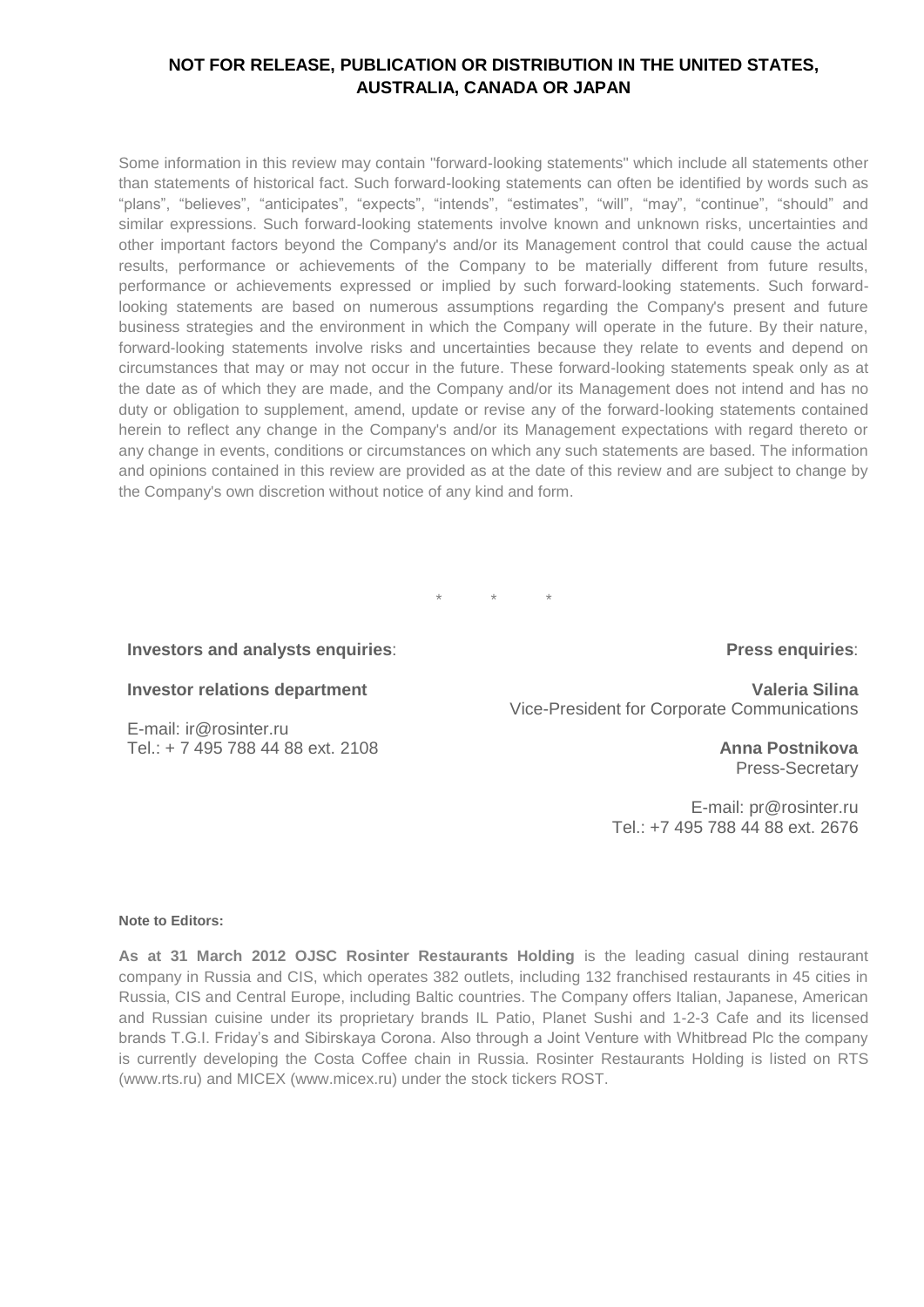**NOT FOR RELEASE, PUBLICATION OR DISTRIBUTION IN THE UNITED STATES, AUSTRALIA, CANADA OR JAPAN**

Some information in this review may contain "forward-looking statements" which include all statements other than statements of historical fact. Such forward-looking statements can often be identified by words such as "plans", "believes", "anticipates", "expects", "intends", "estimates", "will", "may", "continue", "should" and similar expressions. Such forward-looking statements involve known and unknown risks, uncertainties and other important factors beyond the Company's and/or its Management control that could cause the actual results, performance or achievements of the Company to be materially different from future results, performance or achievements expressed or implied by such forward-looking statements. Such forward-looking statements are based on numerous assumptions regarding the Company's present and future business strategies and the environment in which the Company will operate in the future. By their nature, forward-looking statements involve risks and uncertainties because they relate to events and depend on circumstances that may or may not occur in the future. These forward-looking statements speak only as at the date as of which they are made, and the Company and/or its Management does not intend and has no duty or obligation to supplement, amend, update or revise any of the forward-looking statements contained herein to reflect any change in the Company's and/or its Management expectations with regard thereto or any change in events, conditions or circumstances on which any such statements are based. The information and opinions contained in this review are provided as at the date of this review and are subject to change by the Company's own discretion without notice of any kind and form.

\* \* \*

**Investors and analysts enquiries**:

**Investor relations department**

E-mail: ir@rosinter.ru
Tel.: + 7 495 788 44 88 ext. 2108

**Press enquiries**:

**Valeria Silina**
Vice-President for Corporate Communications

**Anna Postnikova**
Press-Secretary

E-mail: pr@rosinter.ru
Tel.: +7 495 788 44 88 ext. 2676

**Note to Editors:**

**As at 31 March 2012 OJSC Rosinter Restaurants Holding** is the leading casual dining restaurant company in Russia and CIS, which operates 382 outlets, including 132 franchised restaurants in 45 cities in Russia, CIS and Central Europe, including Baltic countries. The Company offers Italian, Japanese, American and Russian cuisine under its proprietary brands IL Patio, Planet Sushi and 1-2-3 Cafe and its licensed brands T.G.I. Friday's and Sibirskaya Corona. Also through a Joint Venture with Whitbread Plc the company is currently developing the Costa Coffee chain in Russia. Rosinter Restaurants Holding is listed on RTS (www.rts.ru) and MICEX (www.micex.ru) under the stock tickers ROST.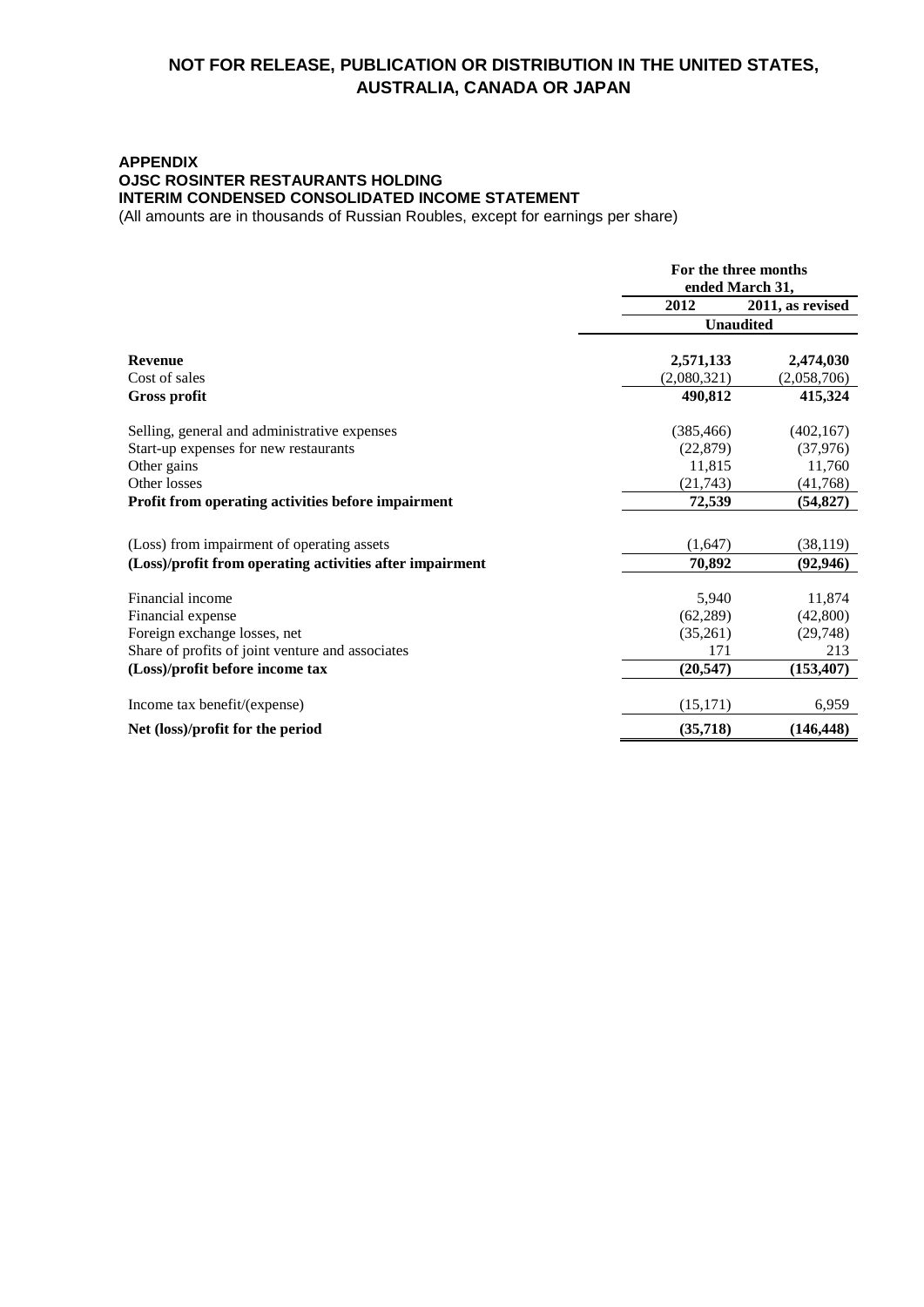**NOT FOR RELEASE, PUBLICATION OR DISTRIBUTION IN THE UNITED STATES, AUSTRALIA, CANADA OR JAPAN**

**APPENDIX**
**OJSC ROSINTER RESTAURANTS HOLDING**
**INTERIM CONDENSED CONSOLIDATED INCOME STATEMENT**
(All amounts are in thousands of Russian Roubles, except for earnings per share)

| | For the three months ended March 31, | |
|---|---|---|
| | 2012 | 2011, as revised |
| | Unaudited | |
| **Revenue** | **2,571,133** | **2,474,030** |
| Cost of sales | (2,080,321) | (2,058,706) |
| **Gross profit** | **490,812** | **415,324** |
| Selling, general and administrative expenses | (385,466) | (402,167) |
| Start-up expenses for new restaurants | (22,879) | (37,976) |
| Other gains | 11,815 | 11,760 |
| Other losses | (21,743) | (41,768) |
| **Profit from operating activities before impairment** | **72,539** | **(54,827)** |
| (Loss) from impairment of operating assets | (1,647) | (38,119) |
| **(Loss)/profit from operating activities after impairment** | **70,892** | **(92,946)** |
| Financial income | 5,940 | 11,874 |
| Financial expense | (62,289) | (42,800) |
| Foreign exchange losses, net | (35,261) | (29,748) |
| Share of profits of joint venture and associates | 171 | 213 |
| **(Loss)/profit before income tax** | **(20,547)** | **(153,407)** |
| Income tax benefit/(expense) | (15,171) | 6,959 |
| **Net (loss)/profit for the period** | **(35,718)** | **(146,448)** |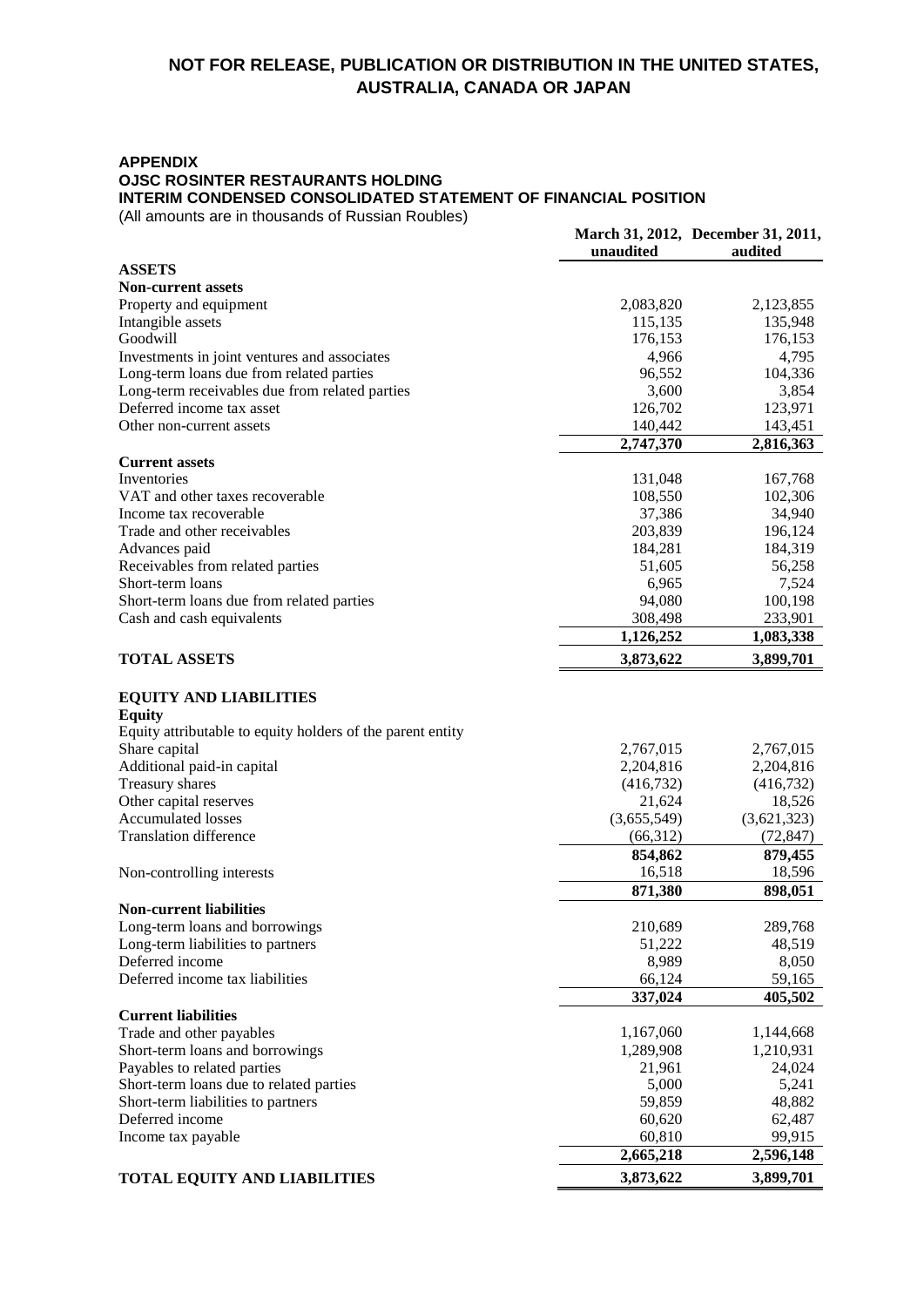**NOT FOR RELEASE, PUBLICATION OR DISTRIBUTION IN THE UNITED STATES, AUSTRALIA, CANADA OR JAPAN**

**APPENDIX**
**OJSC ROSINTER RESTAURANTS HOLDING**
**INTERIM CONDENSED CONSOLIDATED STATEMENT OF FINANCIAL POSITION**
(All amounts are in thousands of Russian Roubles)

| | March 31, 2012, unaudited | December 31, 2011, audited |
|---|---|---|
| **ASSETS** | | |
| **Non-current assets** | | |
| Property and equipment | 2,083,820 | 2,123,855 |
| Intangible assets | 115,135 | 135,948 |
| Goodwill | 176,153 | 176,153 |
| Investments in joint ventures and associates | 4,966 | 4,795 |
| Long-term loans due from related parties | 96,552 | 104,336 |
| Long-term receivables due from related parties | 3,600 | 3,854 |
| Deferred income tax asset | 126,702 | 123,971 |
| Other non-current assets | 140,442 | 143,451 |
| | **2,747,370** | **2,816,363** |
| **Current assets** | | |
| Inventories | 131,048 | 167,768 |
| VAT and other taxes recoverable | 108,550 | 102,306 |
| Income tax recoverable | 37,386 | 34,940 |
| Trade and other receivables | 203,839 | 196,124 |
| Advances paid | 184,281 | 184,319 |
| Receivables from related parties | 51,605 | 56,258 |
| Short-term loans | 6,965 | 7,524 |
| Short-term loans due from related parties | 94,080 | 100,198 |
| Cash and cash equivalents | 308,498 | 233,901 |
| | **1,126,252** | **1,083,338** |
| **TOTAL ASSETS** | **3,873,622** | **3,899,701** |
| **EQUITY AND LIABILITIES** | | |
| **Equity** | | |
| Equity attributable to equity holders of the parent entity | | |
| Share capital | 2,767,015 | 2,767,015 |
| Additional paid-in capital | 2,204,816 | 2,204,816 |
| Treasury shares | (416,732) | (416,732) |
| Other capital reserves | 21,624 | 18,526 |
| Accumulated losses | (3,655,549) | (3,621,323) |
| Translation difference | (66,312) | (72,847) |
| | **854,862** | **879,455** |
| Non-controlling interests | 16,518 | 18,596 |
| | **871,380** | **898,051** |
| **Non-current liabilities** | | |
| Long-term loans and borrowings | 210,689 | 289,768 |
| Long-term liabilities to partners | 51,222 | 48,519 |
| Deferred income | 8,989 | 8,050 |
| Deferred income tax liabilities | 66,124 | 59,165 |
| | **337,024** | **405,502** |
| **Current liabilities** | | |
| Trade and other payables | 1,167,060 | 1,144,668 |
| Short-term loans and borrowings | 1,289,908 | 1,210,931 |
| Payables to related parties | 21,961 | 24,024 |
| Short-term loans due to related parties | 5,000 | 5,241 |
| Short-term liabilities to partners | 59,859 | 48,882 |
| Deferred income | 60,620 | 62,487 |
| Income tax payable | 60,810 | 99,915 |
| | **2,665,218** | **2,596,148** |
| **TOTAL EQUITY AND LIABILITIES** | **3,873,622** | **3,899,701** |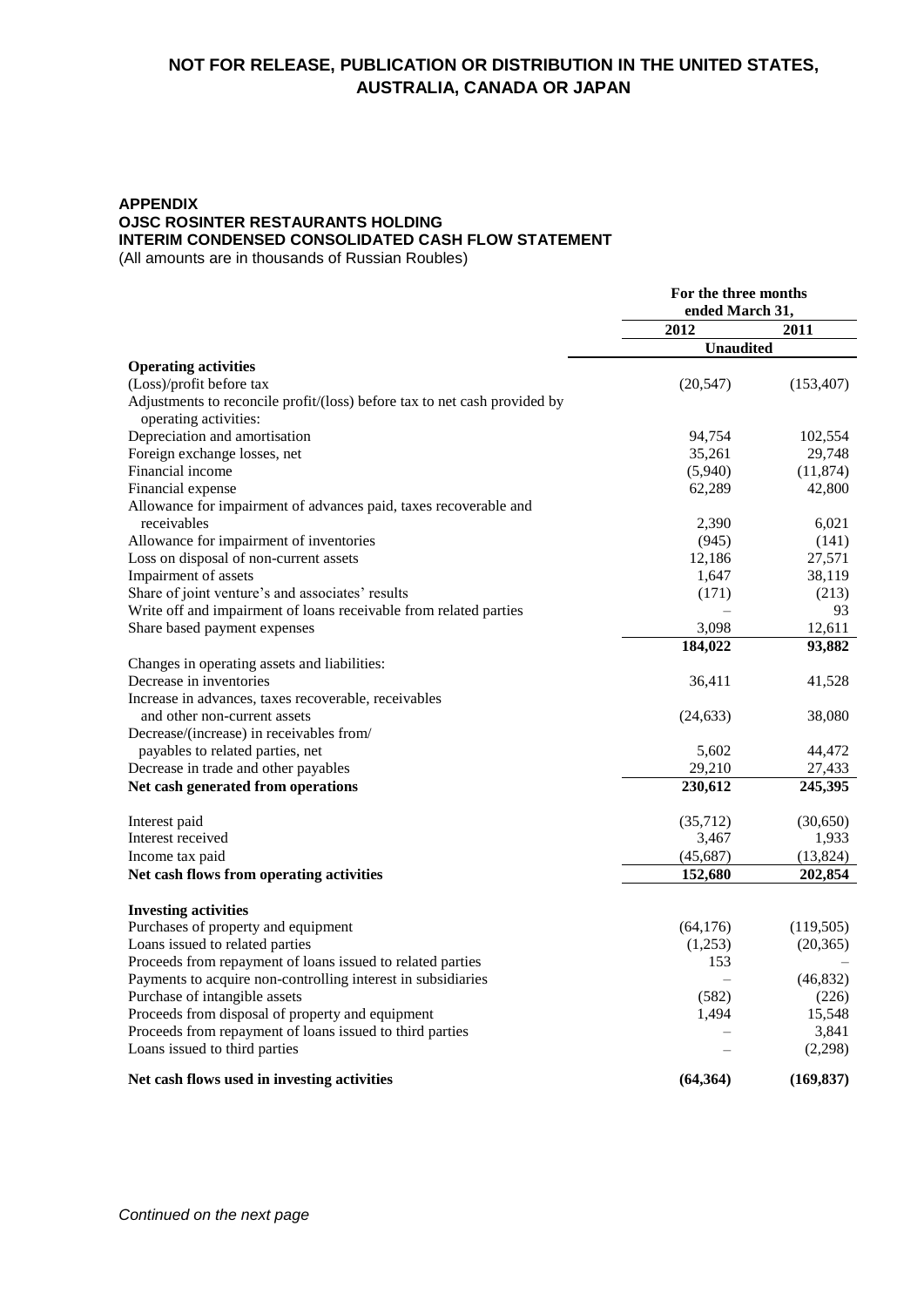**NOT FOR RELEASE, PUBLICATION OR DISTRIBUTION IN THE UNITED STATES, AUSTRALIA, CANADA OR JAPAN**

**APPENDIX**
**OJSC ROSINTER RESTAURANTS HOLDING**
**INTERIM CONDENSED CONSOLIDATED CASH FLOW STATEMENT**
(All amounts are in thousands of Russian Roubles)

| | For the three months ended March 31, | |
|---|---|---|
| | 2012 | 2011 |
| | Unaudited | |
| **Operating activities** | | |
| (Loss)/profit before tax | (20,547) | (153,407) |
| Adjustments to reconcile profit/(loss) before tax to net cash provided by operating activities: | | |
| Depreciation and amortisation | 94,754 | 102,554 |
| Foreign exchange losses, net | 35,261 | 29,748 |
| Financial income | (5,940) | (11,874) |
| Financial expense | 62,289 | 42,800 |
| Allowance for impairment of advances paid, taxes recoverable and receivables | 2,390 | 6,021 |
| Allowance for impairment of inventories | (945) | (141) |
| Loss on disposal of non-current assets | 12,186 | 27,571 |
| Impairment of assets | 1,647 | 38,119 |
| Share of joint venture's and associates' results | (171) | (213) |
| Write off and impairment of loans receivable from related parties | – | 93 |
| Share based payment expenses | 3,098 | 12,611 |
| | **184,022** | **93,882** |
| Changes in operating assets and liabilities: | | |
| Decrease in inventories | 36,411 | 41,528 |
| Increase in advances, taxes recoverable, receivables and other non-current assets | (24,633) | 38,080 |
| Decrease/(increase) in receivables from/ payables to related parties, net | 5,602 | 44,472 |
| Decrease in trade and other payables | 29,210 | 27,433 |
| **Net cash generated from operations** | **230,612** | **245,395** |
| Interest paid | (35,712) | (30,650) |
| Interest received | 3,467 | 1,933 |
| Income tax paid | (45,687) | (13,824) |
| **Net cash flows from operating activities** | **152,680** | **202,854** |
| **Investing activities** | | |
| Purchases of property and equipment | (64,176) | (119,505) |
| Loans issued to related parties | (1,253) | (20,365) |
| Proceeds from repayment of loans issued to related parties | 153 | – |
| Payments to acquire non-controlling interest in subsidiaries | – | (46,832) |
| Purchase of intangible assets | (582) | (226) |
| Proceeds from disposal of property and equipment | 1,494 | 15,548 |
| Proceeds from repayment of loans issued to third parties | – | 3,841 |
| Loans issued to third parties | – | (2,298) |
| **Net cash flows used in investing activities** | **(64,364)** | **(169,837)** |

*Continued on the next page*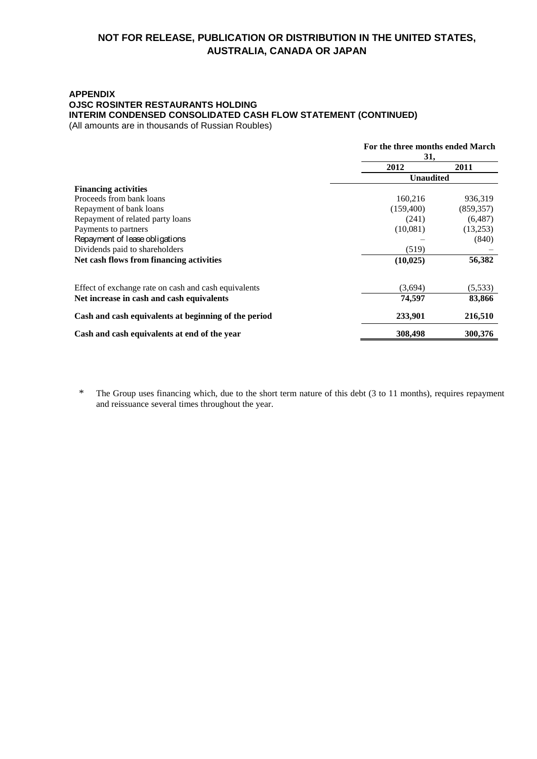**NOT FOR RELEASE, PUBLICATION OR DISTRIBUTION IN THE UNITED STATES, AUSTRALIA, CANADA OR JAPAN**

**APPENDIX**
**OJSC ROSINTER RESTAURANTS HOLDING**
**INTERIM CONDENSED CONSOLIDATED CASH FLOW STATEMENT (CONTINUED)**
(All amounts are in thousands of Russian Roubles)

| | For the three months ended March 31, | |
|---|---|---|
| | 2012 | 2011 |
| | Unaudited | |
| **Financing activities** | | |
| Proceeds from bank loans | 160,216 | 936,319 |
| Repayment of bank loans | (159,400) | (859,357) |
| Repayment of related party loans | (241) | (6,487) |
| Payments to partners | (10,081) | (13,253) |
| Repayment of lease obligations | – | (840) |
| Dividends paid to shareholders | (519) | – |
| **Net cash flows from financing activities** | **(10,025)** | **56,382** |
| Effect of exchange rate on cash and cash equivalents | (3,694) | (5,533) |
| **Net increase in cash and cash equivalents** | **74,597** | **83,866** |
| **Cash and cash equivalents at beginning of the period** | **233,901** | **216,510** |
| **Cash and cash equivalents at end of the year** | **308,498** | **300,376** |

\* The Group uses financing which, due to the short term nature of this debt (3 to 11 months), requires repayment and reissuance several times throughout the year.